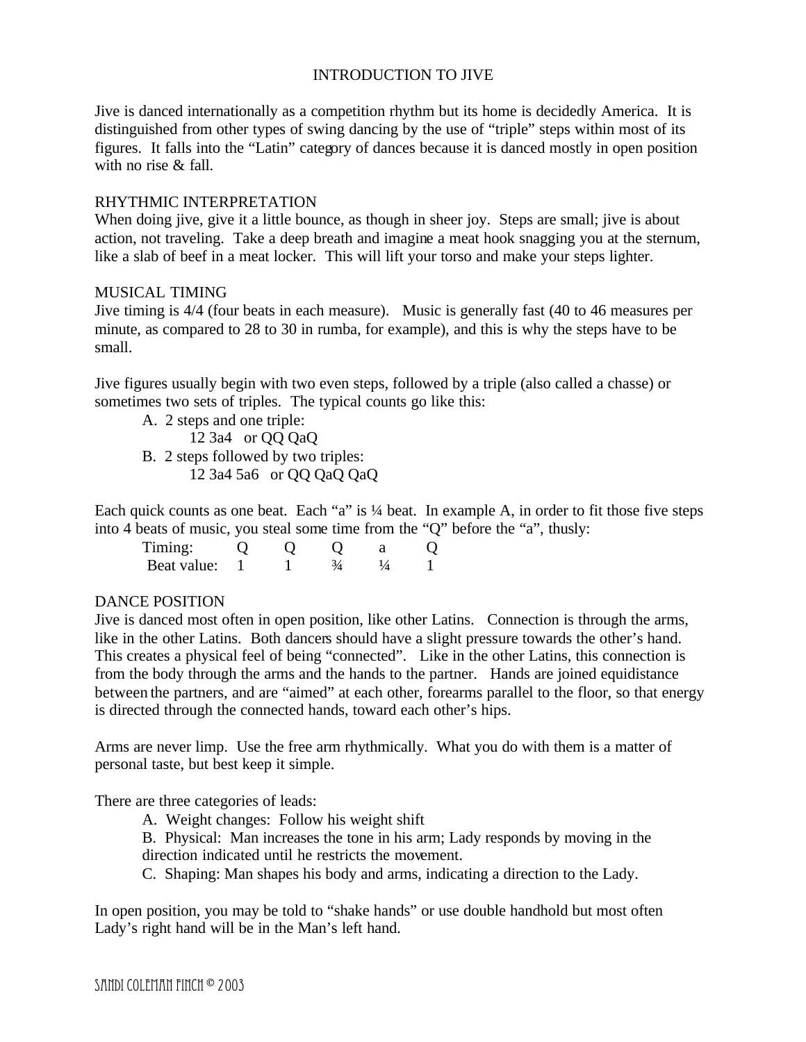# INTRODUCTION TO JIVE

Jive is danced internationally as a competition rhythm but its home is decidedly America. It is distinguished from other types of swing dancing by the use of "triple" steps within most of its figures. It falls into the "Latin" category of dances because it is danced mostly in open position with no rise & fall.

## RHYTHMIC INTERPRETATION

When doing jive, give it a little bounce, as though in sheer joy. Steps are small; jive is about action, not traveling. Take a deep breath and imagine a meat hook snagging you at the sternum, like a slab of beef in a meat locker. This will lift your torso and make your steps lighter.

## MUSICAL TIMING

Jive timing is 4/4 (four beats in each measure). Music is generally fast (40 to 46 measures per minute, as compared to 28 to 30 in rumba, for example), and this is why the steps have to be small.

Jive figures usually begin with two even steps, followed by a triple (also called a chasse) or sometimes two sets of triples. The typical counts go like this:

A. 2 steps and one triple:
   12 3a4 or QQ QaQ

B. 2 steps followed by two triples:
   12 3a4 5a6 or QQ QaQ QaQ

Each quick counts as one beat. Each "a" is ¼ beat. In example A, in order to fit those five steps into 4 beats of music, you steal some time from the "Q" before the "a", thusly:

| Timing: | Q | Q | Q | a | Q |
|---|---|---|---|---|---|
| Beat value: | 1 | 1 | ¾ | ¼ | 1 |

## DANCE POSITION

Jive is danced most often in open position, like other Latins. Connection is through the arms, like in the other Latins. Both dancers should have a slight pressure towards the other's hand. This creates a physical feel of being "connected". Like in the other Latins, this connection is from the body through the arms and the hands to the partner. Hands are joined equidistance between the partners, and are "aimed" at each other, forearms parallel to the floor, so that energy is directed through the connected hands, toward each other's hips.

Arms are never limp. Use the free arm rhythmically. What you do with them is a matter of personal taste, but best keep it simple.

There are three categories of leads:

A. Weight changes: Follow his weight shift

B. Physical: Man increases the tone in his arm; Lady responds by moving in the direction indicated until he restricts the movement.

C. Shaping: Man shapes his body and arms, indicating a direction to the Lady.

In open position, you may be told to "shake hands" or use double handhold but most often Lady's right hand will be in the Man's left hand.

Sandi Coleman Finch © 2003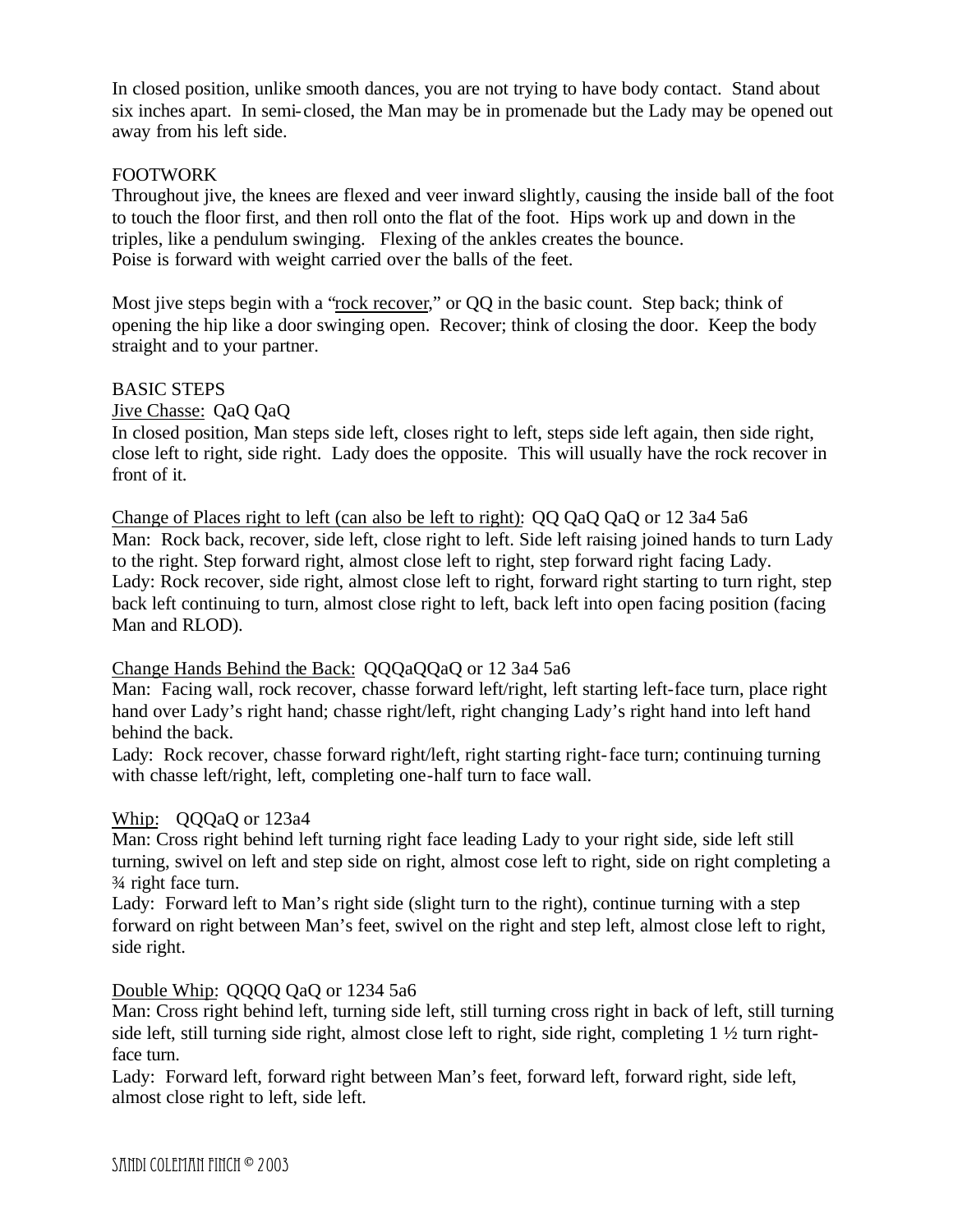In closed position, unlike smooth dances, you are not trying to have body contact. Stand about six inches apart. In semi-closed, the Man may be in promenade but the Lady may be opened out away from his left side.

## FOOTWORK

Throughout jive, the knees are flexed and veer inward slightly, causing the inside ball of the foot to touch the floor first, and then roll onto the flat of the foot. Hips work up and down in the triples, like a pendulum swinging. Flexing of the ankles creates the bounce. Poise is forward with weight carried over the balls of the feet.

Most jive steps begin with a "rock recover," or QQ in the basic count. Step back; think of opening the hip like a door swinging open. Recover; think of closing the door. Keep the body straight and to your partner.

## BASIC STEPS

Jive Chasse: QaQ QaQ
In closed position, Man steps side left, closes right to left, steps side left again, then side right, close left to right, side right. Lady does the opposite. This will usually have the rock recover in front of it.

Change of Places right to left (can also be left to right): QQ QaQ QaQ or 12 3a4 5a6
Man: Rock back, recover, side left, close right to left. Side left raising joined hands to turn Lady to the right. Step forward right, almost close left to right, step forward right facing Lady.
Lady: Rock recover, side right, almost close left to right, forward right starting to turn right, step back left continuing to turn, almost close right to left, back left into open facing position (facing Man and RLOD).

Change Hands Behind the Back: QQQaQQaQ or 12 3a4 5a6
Man: Facing wall, rock recover, chasse forward left/right, left starting left-face turn, place right hand over Lady's right hand; chasse right/left, right changing Lady's right hand into left hand behind the back.
Lady: Rock recover, chasse forward right/left, right starting right-face turn; continuing turning with chasse left/right, left, completing one-half turn to face wall.

Whip: QQQaQ or 123a4
Man: Cross right behind left turning right face leading Lady to your right side, side left still turning, swivel on left and step side on right, almost cose left to right, side on right completing a ¾ right face turn.
Lady: Forward left to Man's right side (slight turn to the right), continue turning with a step forward on right between Man's feet, swivel on the right and step left, almost close left to right, side right.

Double Whip: QQQQ QaQ or 1234 5a6
Man: Cross right behind left, turning side left, still turning cross right in back of left, still turning side left, still turning side right, almost close left to right, side right, completing 1 ½ turn right-face turn.
Lady: Forward left, forward right between Man's feet, forward left, forward right, side left, almost close right to left, side left.